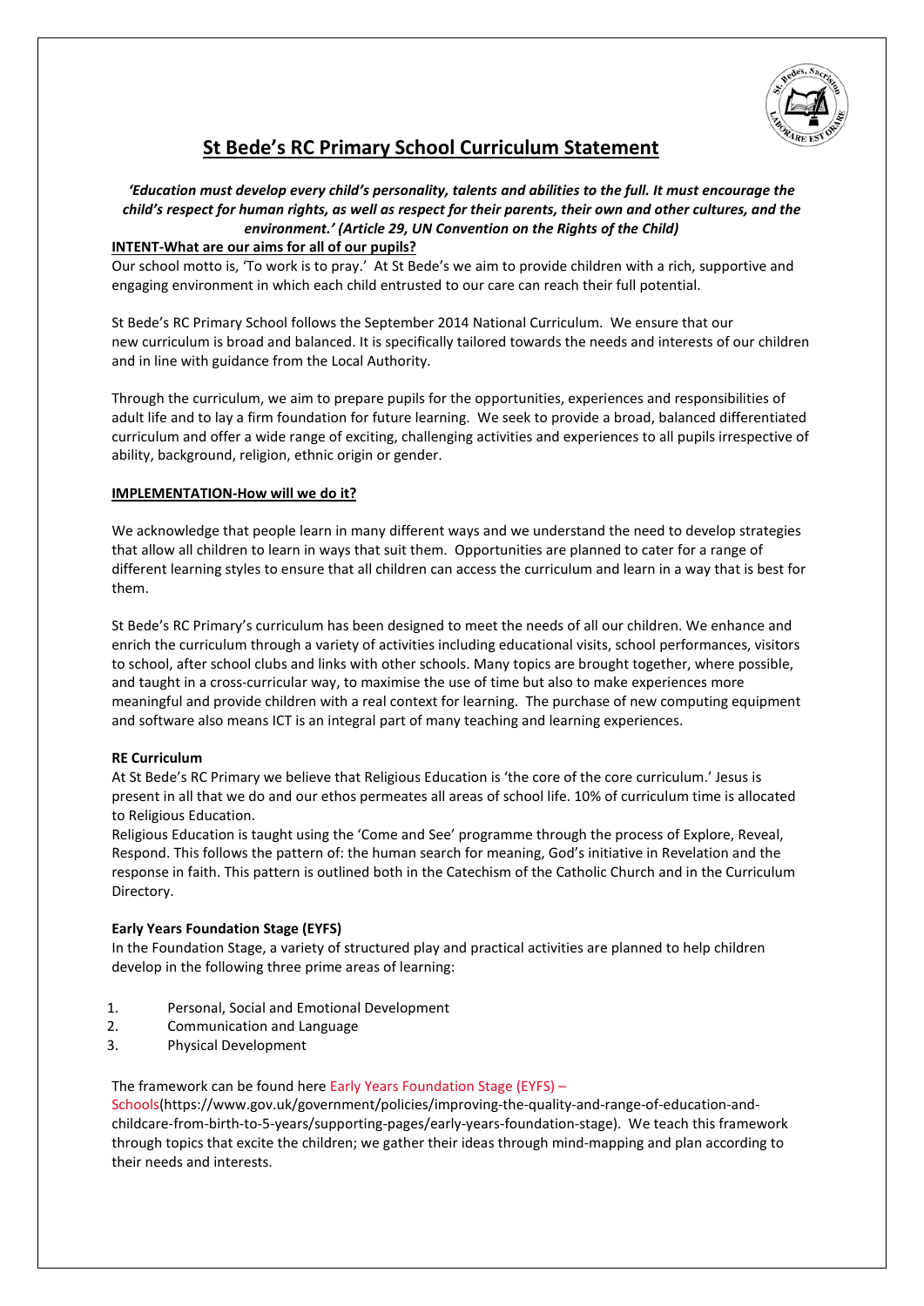# St Bede's RC Primary School Curriculum Statement

***'Education must develop every child's personality, talents and abilities to the full. It must encourage the child's respect for human rights, as well as respect for their parents, their own and other cultures, and the environment.' (Article 29, UN Convention on the Rights of the Child)***

**INTENT-What are our aims for all of our pupils?**

Our school motto is, 'To work is to pray.' At St Bede's we aim to provide children with a rich, supportive and engaging environment in which each child entrusted to our care can reach their full potential.

St Bede's RC Primary School follows the September 2014 National Curriculum. We ensure that our new curriculum is broad and balanced. It is specifically tailored towards the needs and interests of our children and in line with guidance from the Local Authority.

Through the curriculum, we aim to prepare pupils for the opportunities, experiences and responsibilities of adult life and to lay a firm foundation for future learning. We seek to provide a broad, balanced differentiated curriculum and offer a wide range of exciting, challenging activities and experiences to all pupils irrespective of ability, background, religion, ethnic origin or gender.

**IMPLEMENTATION-How will we do it?**

We acknowledge that people learn in many different ways and we understand the need to develop strategies that allow all children to learn in ways that suit them. Opportunities are planned to cater for a range of different learning styles to ensure that all children can access the curriculum and learn in a way that is best for them.

St Bede's RC Primary's curriculum has been designed to meet the needs of all our children. We enhance and enrich the curriculum through a variety of activities including educational visits, school performances, visitors to school, after school clubs and links with other schools. Many topics are brought together, where possible, and taught in a cross-curricular way, to maximise the use of time but also to make experiences more meaningful and provide children with a real context for learning. The purchase of new computing equipment and software also means ICT is an integral part of many teaching and learning experiences.

**RE Curriculum**

At St Bede's RC Primary we believe that Religious Education is 'the core of the core curriculum.' Jesus is present in all that we do and our ethos permeates all areas of school life. 10% of curriculum time is allocated to Religious Education.

Religious Education is taught using the 'Come and See' programme through the process of Explore, Reveal, Respond. This follows the pattern of: the human search for meaning, God's initiative in Revelation and the response in faith. This pattern is outlined both in the Catechism of the Catholic Church and in the Curriculum Directory.

**Early Years Foundation Stage (EYFS)**

In the Foundation Stage, a variety of structured play and practical activities are planned to help children develop in the following three prime areas of learning:

1. Personal, Social and Emotional Development
2. Communication and Language
3. Physical Development

The framework can be found here Early Years Foundation Stage (EYFS) – Schools(https://www.gov.uk/government/policies/improving-the-quality-and-range-of-education-and-childcare-from-birth-to-5-years/supporting-pages/early-years-foundation-stage). We teach this framework through topics that excite the children; we gather their ideas through mind-mapping and plan according to their needs and interests.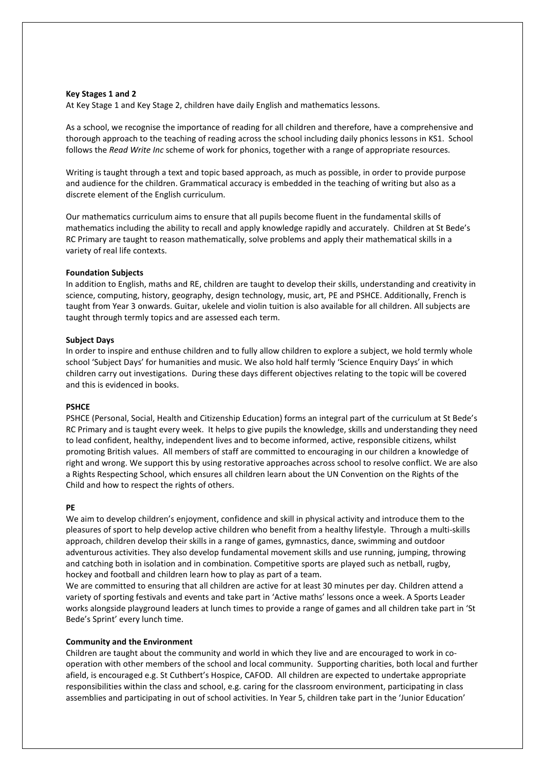**Key Stages 1 and 2**

At Key Stage 1 and Key Stage 2, children have daily English and mathematics lessons.

As a school, we recognise the importance of reading for all children and therefore, have a comprehensive and thorough approach to the teaching of reading across the school including daily phonics lessons in KS1. School follows the *Read Write Inc* scheme of work for phonics, together with a range of appropriate resources.

Writing is taught through a text and topic based approach, as much as possible, in order to provide purpose and audience for the children. Grammatical accuracy is embedded in the teaching of writing but also as a discrete element of the English curriculum.

Our mathematics curriculum aims to ensure that all pupils become fluent in the fundamental skills of mathematics including the ability to recall and apply knowledge rapidly and accurately. Children at St Bede's RC Primary are taught to reason mathematically, solve problems and apply their mathematical skills in a variety of real life contexts.

**Foundation Subjects**

In addition to English, maths and RE, children are taught to develop their skills, understanding and creativity in science, computing, history, geography, design technology, music, art, PE and PSHCE. Additionally, French is taught from Year 3 onwards. Guitar, ukelele and violin tuition is also available for all children. All subjects are taught through termly topics and are assessed each term.

**Subject Days**

In order to inspire and enthuse children and to fully allow children to explore a subject, we hold termly whole school 'Subject Days' for humanities and music. We also hold half termly 'Science Enquiry Days' in which children carry out investigations. During these days different objectives relating to the topic will be covered and this is evidenced in books.

**PSHCE**

PSHCE (Personal, Social, Health and Citizenship Education) forms an integral part of the curriculum at St Bede's RC Primary and is taught every week. It helps to give pupils the knowledge, skills and understanding they need to lead confident, healthy, independent lives and to become informed, active, responsible citizens, whilst promoting British values. All members of staff are committed to encouraging in our children a knowledge of right and wrong. We support this by using restorative approaches across school to resolve conflict. We are also a Rights Respecting School, which ensures all children learn about the UN Convention on the Rights of the Child and how to respect the rights of others.

**PE**

We aim to develop children's enjoyment, confidence and skill in physical activity and introduce them to the pleasures of sport to help develop active children who benefit from a healthy lifestyle. Through a multi-skills approach, children develop their skills in a range of games, gymnastics, dance, swimming and outdoor adventurous activities. They also develop fundamental movement skills and use running, jumping, throwing and catching both in isolation and in combination. Competitive sports are played such as netball, rugby, hockey and football and children learn how to play as part of a team.

We are committed to ensuring that all children are active for at least 30 minutes per day. Children attend a variety of sporting festivals and events and take part in 'Active maths' lessons once a week. A Sports Leader works alongside playground leaders at lunch times to provide a range of games and all children take part in 'St Bede's Sprint' every lunch time.

**Community and the Environment**

Children are taught about the community and world in which they live and are encouraged to work in co-operation with other members of the school and local community. Supporting charities, both local and further afield, is encouraged e.g. St Cuthbert's Hospice, CAFOD. All children are expected to undertake appropriate responsibilities within the class and school, e.g. caring for the classroom environment, participating in class assemblies and participating in out of school activities. In Year 5, children take part in the 'Junior Education'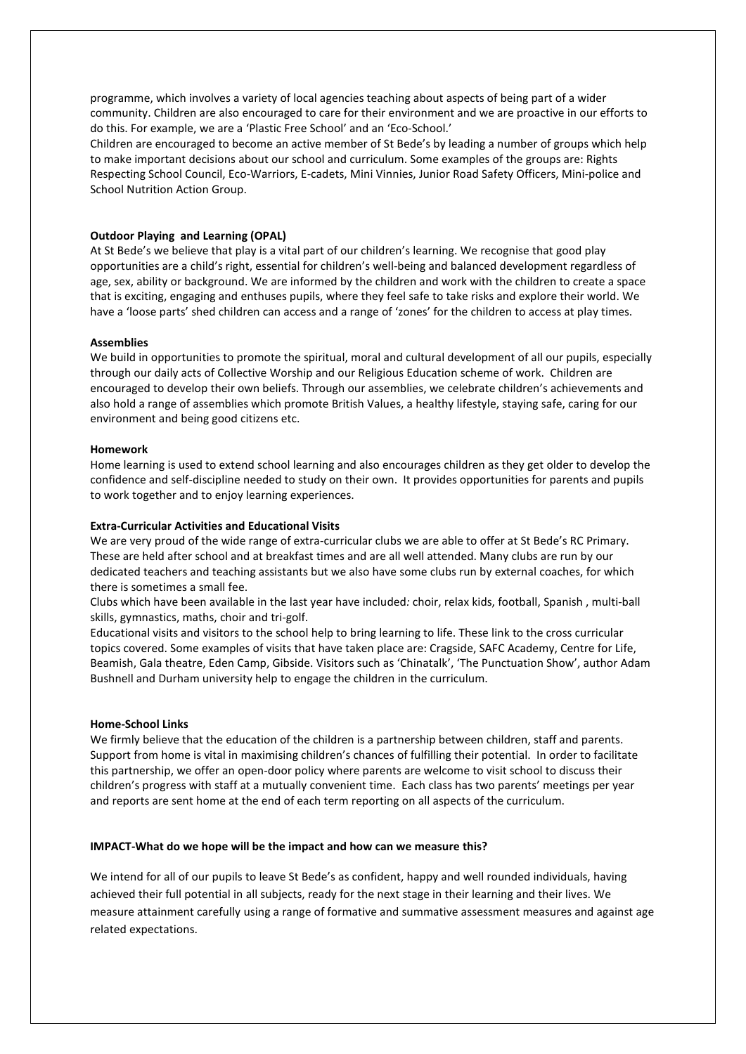programme, which involves a variety of local agencies teaching about aspects of being part of a wider community. Children are also encouraged to care for their environment and we are proactive in our efforts to do this. For example, we are a 'Plastic Free School' and an 'Eco-School.'

Children are encouraged to become an active member of St Bede's by leading a number of groups which help to make important decisions about our school and curriculum. Some examples of the groups are: Rights Respecting School Council, Eco-Warriors, E-cadets, Mini Vinnies, Junior Road Safety Officers, Mini-police and School Nutrition Action Group.

**Outdoor Playing and Learning (OPAL)**

At St Bede's we believe that play is a vital part of our children's learning. We recognise that good play opportunities are a child's right, essential for children's well-being and balanced development regardless of age, sex, ability or background. We are informed by the children and work with the children to create a space that is exciting, engaging and enthuses pupils, where they feel safe to take risks and explore their world. We have a 'loose parts' shed children can access and a range of 'zones' for the children to access at play times.

**Assemblies**

We build in opportunities to promote the spiritual, moral and cultural development of all our pupils, especially through our daily acts of Collective Worship and our Religious Education scheme of work. Children are encouraged to develop their own beliefs. Through our assemblies, we celebrate children's achievements and also hold a range of assemblies which promote British Values, a healthy lifestyle, staying safe, caring for our environment and being good citizens etc.

**Homework**

Home learning is used to extend school learning and also encourages children as they get older to develop the confidence and self-discipline needed to study on their own. It provides opportunities for parents and pupils to work together and to enjoy learning experiences.

**Extra-Curricular Activities and Educational Visits**

We are very proud of the wide range of extra-curricular clubs we are able to offer at St Bede's RC Primary. These are held after school and at breakfast times and are all well attended. Many clubs are run by our dedicated teachers and teaching assistants but we also have some clubs run by external coaches, for which there is sometimes a small fee.

Clubs which have been available in the last year have included: choir, relax kids, football, Spanish , multi-ball skills, gymnastics, maths, choir and tri-golf.

Educational visits and visitors to the school help to bring learning to life. These link to the cross curricular topics covered. Some examples of visits that have taken place are: Cragside, SAFC Academy, Centre for Life, Beamish, Gala theatre, Eden Camp, Gibside. Visitors such as 'Chinatalk', 'The Punctuation Show', author Adam Bushnell and Durham university help to engage the children in the curriculum.

**Home-School Links**

We firmly believe that the education of the children is a partnership between children, staff and parents. Support from home is vital in maximising children's chances of fulfilling their potential. In order to facilitate this partnership, we offer an open-door policy where parents are welcome to visit school to discuss their children's progress with staff at a mutually convenient time. Each class has two parents' meetings per year and reports are sent home at the end of each term reporting on all aspects of the curriculum.

**IMPACT-What do we hope will be the impact and how can we measure this?**

We intend for all of our pupils to leave St Bede's as confident, happy and well rounded individuals, having achieved their full potential in all subjects, ready for the next stage in their learning and their lives. We measure attainment carefully using a range of formative and summative assessment measures and against age related expectations.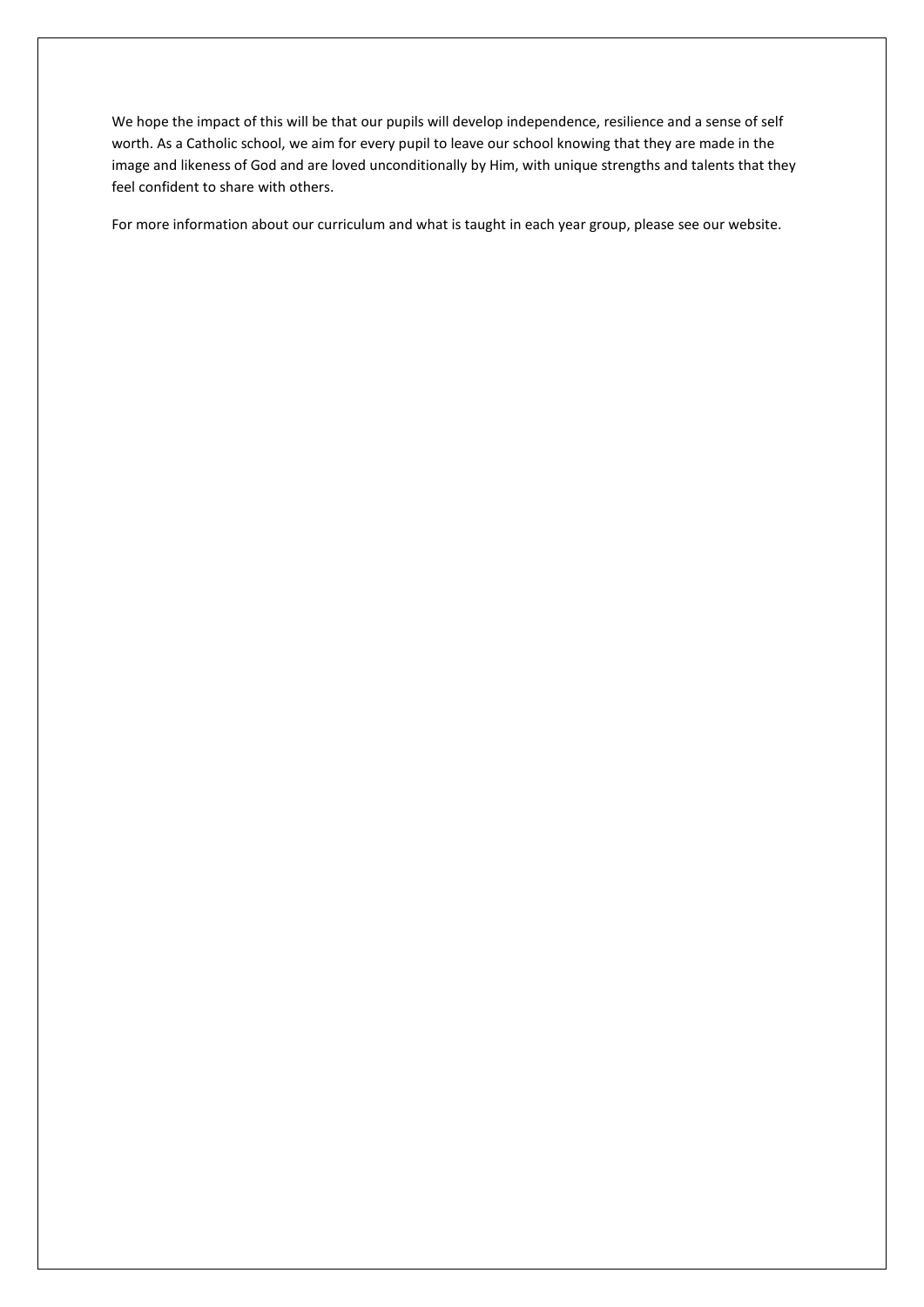We hope the impact of this will be that our pupils will develop independence, resilience and a sense of self worth. As a Catholic school, we aim for every pupil to leave our school knowing that they are made in the image and likeness of God and are loved unconditionally by Him, with unique strengths and talents that they feel confident to share with others.

For more information about our curriculum and what is taught in each year group, please see our website.